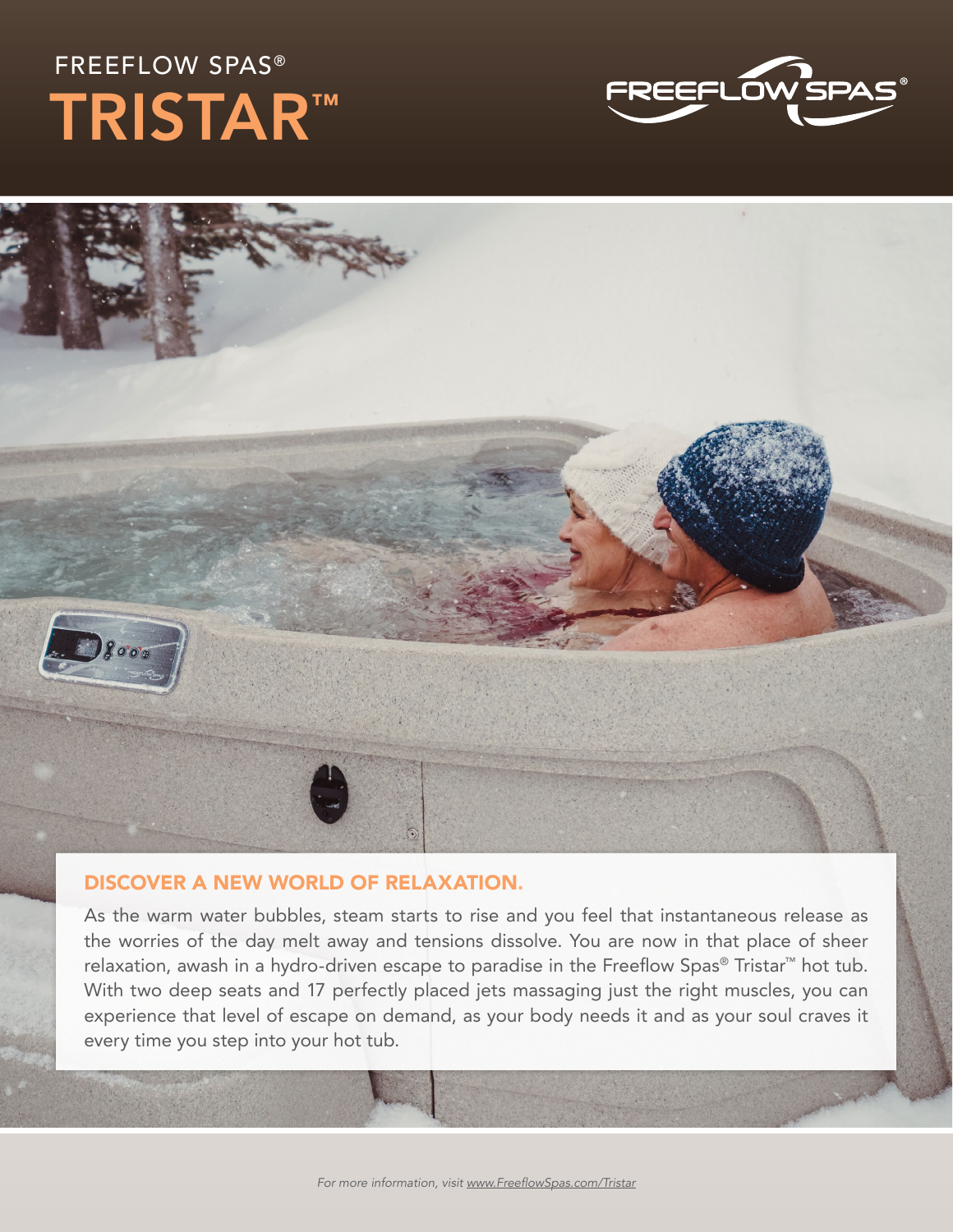FREEFLOW SPAS®

# TRISTAR™

## DISCOVER A NEW WORLD OF RELAXATION.

As the warm water bubbles, steam starts to rise and you feel that instantaneous release as the worries of the day melt away and tensions dissolve. You are now in that place of sheer relaxation, awash in a hydro-driven escape to paradise in the Freeflow Spas® Tristar™ hot tub. With two deep seats and 17 perfectly placed jets massaging just the right muscles, you can experience that level of escape on demand, as your body needs it and as your soul craves it every time you step into your hot tub.

*For more information, visit www.FreeflowSpas.com/Tristar*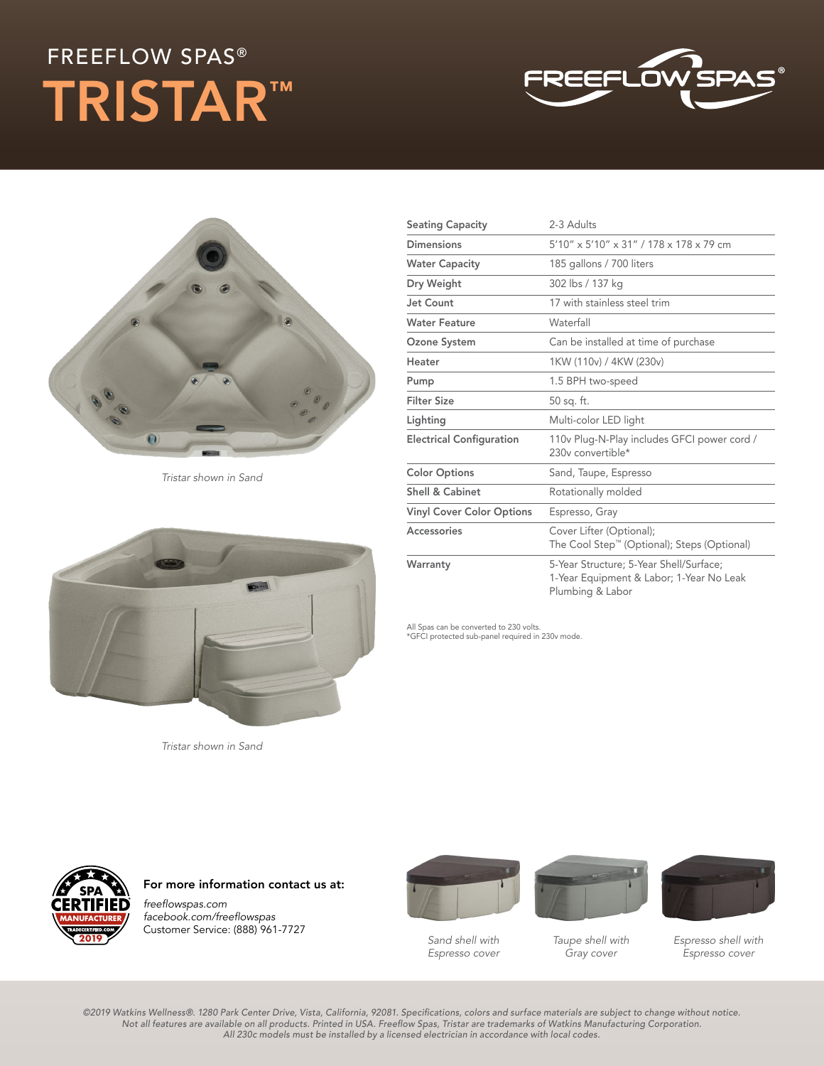FREEFLOW SPAS®

# TRISTAR™

Tristar shown in Sand

Tristar shown in Sand

| | |
|---|---|
| **Seating Capacity** | 2-3 Adults |
| **Dimensions** | 5'10" x 5'10" x 31" / 178 x 178 x 79 cm |
| **Water Capacity** | 185 gallons / 700 liters |
| **Dry Weight** | 302 lbs / 137 kg |
| **Jet Count** | 17 with stainless steel trim |
| **Water Feature** | Waterfall |
| **Ozone System** | Can be installed at time of purchase |
| **Heater** | 1KW (110v) / 4KW (230v) |
| **Pump** | 1.5 BPH two-speed |
| **Filter Size** | 50 sq. ft. |
| **Lighting** | Multi-color LED light |
| **Electrical Configuration** | 110v Plug-N-Play includes GFCI power cord / 230v convertible* |
| **Color Options** | Sand, Taupe, Espresso |
| **Shell & Cabinet** | Rotationally molded |
| **Vinyl Cover Color Options** | Espresso, Gray |
| **Accessories** | Cover Lifter (Optional); The Cool Step™ (Optional); Steps (Optional) |
| **Warranty** | 5-Year Structure; 5-Year Shell/Surface; 1-Year Equipment & Labor; 1-Year No Leak Plumbing & Labor |

All Spas can be converted to 230 volts.
*GFCI protected sub-panel required in 230v mode.

SPA CERTIFIED MANUFACTURER TRADECERTIFIED.COM 2019

**For more information contact us at:**

*freeflowspas.com*
*facebook.com/freeflowspas*
Customer Service: (888) 961-7727

*Sand shell with Espresso cover*

*Taupe shell with Gray cover*

*Espresso shell with Espresso cover*

*©2019 Watkins Wellness®. 1280 Park Center Drive, Vista, California, 92081. Specifications, colors and surface materials are subject to change without notice. Not all features are available on all products. Printed in USA. Freeflow Spas, Tristar are trademarks of Watkins Manufacturing Corporation. All 230c models must be installed by a licensed electrician in accordance with local codes.*